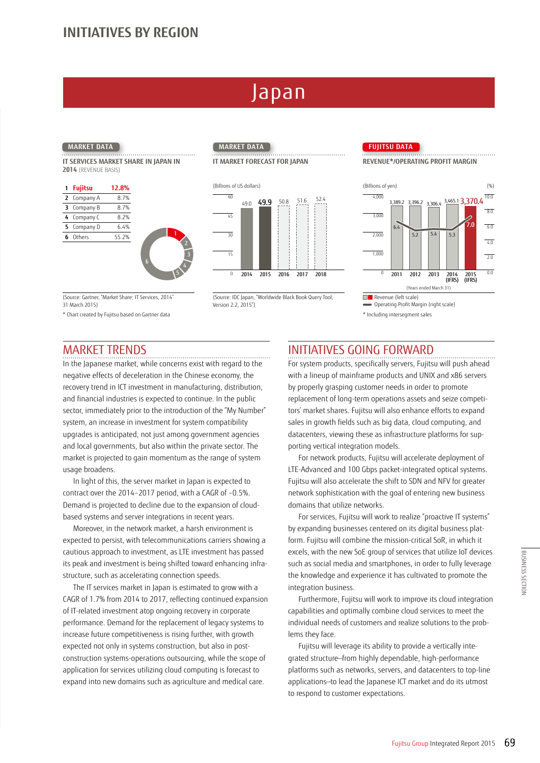# INITIATIVES BY REGION

# Japan

MARKET DATA

### IT SERVICES MARKET SHARE IN JAPAN IN 2014 (REVENUE BASIS)

| | Company | Share |
|---|---|---|
| 1 | **Fujitsu** | **12.8%** |
| 2 | Company A | 8.7% |
| 3 | Company B | 8.7% |
| 4 | Company C | 8.2% |
| 5 | Company D | 6.4% |
| 6 | Others | 55.2% |

(Source: Gartner, "Market Share: IT Services, 2014" 31 March 2015)

* Chart created by Fujitsu based on Gartner data

MARKET DATA

### IT MARKET FORECAST FOR JAPAN

(Billions of US dollars)

| 2014 | 2015 | 2016 | 2017 | 2018 |
|---|---|---|---|---|
| 49.0 | **49.9** | 50.8 | 51.6 | 52.4 |

(Source: IDC Japan, "Worldwide Black Book Query Tool, Version 2.2, 2015")

FUJITSU DATA

### REVENUE*/OPERATING PROFIT MARGIN

(Billions of yen) (%)

| Years ended March 31 | 2011 | 2012 | 2013 | 2014 (IFRS) | 2015 (IFRS) |
|---|---|---|---|---|---|
| Revenue (left scale) | 3,389.2 | 3,396.2 | 3,306.4 | 3,465.1 | 3,370.4 |
| Operating Profit Margin (right scale) | 6.4 | 5.2 | 5.4 | 5.3 | 7.0 |

* Including intersegment sales

## MARKET TRENDS

In the Japanese market, while concerns exist with regard to the negative effects of deceleration in the Chinese economy, the recovery trend in ICT investment in manufacturing, distribution, and financial industries is expected to continue. In the public sector, immediately prior to the introduction of the "My Number" system, an increase in investment for system compatibility upgrades is anticipated, not just among government agencies and local governments, but also within the private sector. The market is projected to gain momentum as the range of system usage broadens.

In light of this, the server market in Japan is expected to contract over the 2014–2017 period, with a CAGR of –0.5%. Demand is projected to decline due to the expansion of cloud-based systems and server integrations in recent years.

Moreover, in the network market, a harsh environment is expected to persist, with telecommunications carriers showing a cautious approach to investment, as LTE investment has passed its peak and investment is being shifted toward enhancing infrastructure, such as accelerating connection speeds.

The IT services market in Japan is estimated to grow with a CAGR of 1.7% from 2014 to 2017, reflecting continued expansion of IT-related investment atop ongoing recovery in corporate performance. Demand for the replacement of legacy systems to increase future competitiveness is rising further, with growth expected not only in systems construction, but also in post-construction systems-operations outsourcing, while the scope of application for services utilizing cloud computing is forecast to expand into new domains such as agriculture and medical care.

## INITIATIVES GOING FORWARD

For system products, specifically servers, Fujitsu will push ahead with a lineup of mainframe products and UNIX and x86 servers by properly grasping customer needs in order to promote replacement of long-term operations assets and seize competitors' market shares. Fujitsu will also enhance efforts to expand sales in growth fields such as big data, cloud computing, and datacenters, viewing these as infrastructure platforms for supporting vertical integration models.

For network products, Fujitsu will accelerate deployment of LTE-Advanced and 100 Gbps packet-integrated optical systems. Fujitsu will also accelerate the shift to SDN and NFV for greater network sophistication with the goal of entering new business domains that utilize networks.

For services, Fujitsu will work to realize "proactive IT systems" by expanding businesses centered on its digital business platform. Fujitsu will combine the mission-critical SoR, in which it excels, with the new SoE group of services that utilize IoT devices such as social media and smartphones, in order to fully leverage the knowledge and experience it has cultivated to promote the integration business.

Furthermore, Fujitsu will work to improve its cloud integration capabilities and optimally combine cloud services to meet the individual needs of customers and realize solutions to the problems they face.

Fujitsu will leverage its ability to provide a vertically integrated structure—from highly dependable, high-performance platforms such as networks, servers, and datacenters to top-line applications—to lead the Japanese ICT market and do its utmost to respond to customer expectations.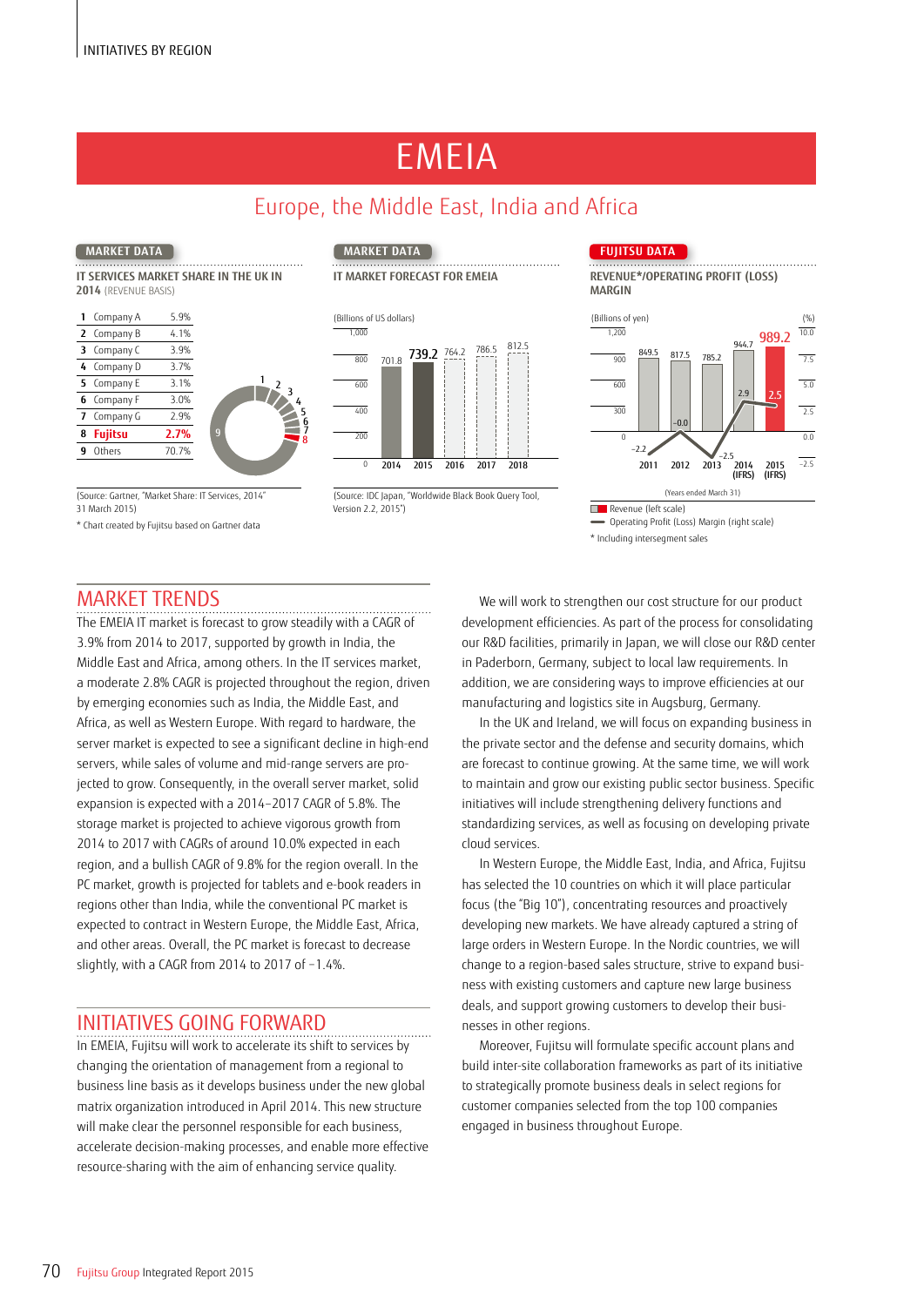# EMEIA

## Europe, the Middle East, India and Africa

**MARKET DATA**

**IT SERVICES MARKET SHARE IN THE UK IN 2014** (REVENUE BASIS)

| | | |
|---|---|---|
| 1 | Company A | 5.9% |
| 2 | Company B | 4.1% |
| 3 | Company C | 3.9% |
| 4 | Company D | 3.7% |
| 5 | Company E | 3.1% |
| 6 | Company F | 3.0% |
| 7 | Company G | 2.9% |
| 8 | **Fujitsu** | **2.7%** |
| 9 | Others | 70.7% |

(Source: Gartner, "Market Share: IT Services, 2014" 31 March 2015)

* Chart created by Fujitsu based on Gartner data

**MARKET DATA**

**IT MARKET FORECAST FOR EMEIA**

(Billions of US dollars)

| 2014 | 2015 | 2016 | 2017 | 2018 |
|---|---|---|---|---|
| 701.8 | 739.2 | 764.2 | 786.5 | 812.5 |

(Source: IDC Japan, "Worldwide Black Book Query Tool, Version 2.2, 2015")

**FUJITSU DATA**

**REVENUE*/OPERATING PROFIT (LOSS) MARGIN**

(Billions of yen) (%)

| | 2011 | 2012 | 2013 | 2014 (IFRS) | 2015 (IFRS) |
|---|---|---|---|---|---|
| Revenue (left scale) | 849.5 | 817.5 | 785.2 | 944.7 | 989.2 |
| Operating Profit (Loss) Margin (right scale) | –2.2 | –0.0 | –2.5 | 2.9 | 2.5 |

(Years ended March 31)

* Including intersegment sales

## MARKET TRENDS

The EMEIA IT market is forecast to grow steadily with a CAGR of 3.9% from 2014 to 2017, supported by growth in India, the Middle East and Africa, among others. In the IT services market, a moderate 2.8% CAGR is projected throughout the region, driven by emerging economies such as India, the Middle East, and Africa, as well as Western Europe. With regard to hardware, the server market is expected to see a significant decline in high-end servers, while sales of volume and mid-range servers are projected to grow. Consequently, in the overall server market, solid expansion is expected with a 2014–2017 CAGR of 5.8%. The storage market is projected to achieve vigorous growth from 2014 to 2017 with CAGRs of around 10.0% expected in each region, and a bullish CAGR of 9.8% for the region overall. In the PC market, growth is projected for tablets and e-book readers in regions other than India, while the conventional PC market is expected to contract in Western Europe, the Middle East, Africa, and other areas. Overall, the PC market is forecast to decrease slightly, with a CAGR from 2014 to 2017 of –1.4%.

## INITIATIVES GOING FORWARD

In EMEIA, Fujitsu will work to accelerate its shift to services by changing the orientation of management from a regional to business line basis as it develops business under the new global matrix organization introduced in April 2014. This new structure will make clear the personnel responsible for each business, accelerate decision-making processes, and enable more effective resource-sharing with the aim of enhancing service quality.

We will work to strengthen our cost structure for our product development efficiencies. As part of the process for consolidating our R&D facilities, primarily in Japan, we will close our R&D center in Paderborn, Germany, subject to local law requirements. In addition, we are considering ways to improve efficiencies at our manufacturing and logistics site in Augsburg, Germany.

In the UK and Ireland, we will focus on expanding business in the private sector and the defense and security domains, which are forecast to continue growing. At the same time, we will work to maintain and grow our existing public sector business. Specific initiatives will include strengthening delivery functions and standardizing services, as well as focusing on developing private cloud services.

In Western Europe, the Middle East, India, and Africa, Fujitsu has selected the 10 countries on which it will place particular focus (the "Big 10"), concentrating resources and proactively developing new markets. We have already captured a string of large orders in Western Europe. In the Nordic countries, we will change to a region-based sales structure, strive to expand business with existing customers and capture new large business deals, and support growing customers to develop their businesses in other regions.

Moreover, Fujitsu will formulate specific account plans and build inter-site collaboration frameworks as part of its initiative to strategically promote business deals in select regions for customer companies selected from the top 100 companies engaged in business throughout Europe.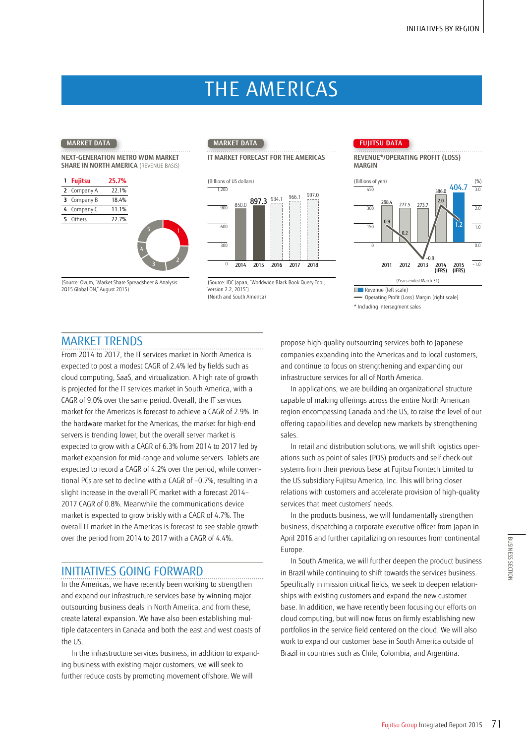# THE AMERICAS

MARKET DATA

**NEXT-GENERATION METRO WDM MARKET SHARE IN NORTH AMERICA** (REVENUE BASIS)

| | | |
|---|---|---|
| 1 | **Fujitsu** | **25.7%** |
| 2 | Company A | 22.1% |
| 3 | Company B | 18.4% |
| 4 | Company C | 11.1% |
| 5 | Others | 22.7% |

(Source: Ovum, "Market Share Spreadsheet & Analysis: 2Q15 Global ON," August 2015)

MARKET DATA

**IT MARKET FORECAST FOR THE AMERICAS**

(Billions of US dollars)

| 2014 | 2015 | 2016 | 2017 | 2018 |
|---|---|---|---|---|
| 850.0 | 897.3 | 934.1 | 966.1 | 997.0 |

(Source: IDC Japan, "Worldwide Black Book Query Tool, Version 2.2, 2015")
(North and South America)

FUJITSU DATA

**REVENUE\*/OPERATING PROFIT (LOSS) MARGIN**

| | 2011 | 2012 | 2013 | 2014 (IFRS) | 2015 (IFRS) |
|---|---|---|---|---|---|
| Revenue (Billions of yen) | 298.4 | 277.5 | 273.7 | 386.0 | 404.7 |
| Operating Profit (Loss) Margin (%) | 0.9 | 0.2 | –0.9 | 2.0 | 1.2 |

(Years ended March 31)

Revenue (left scale)
Operating Profit (Loss) Margin (right scale)

\* Including intersegment sales

## MARKET TRENDS

From 2014 to 2017, the IT services market in North America is expected to post a modest CAGR of 2.4% led by fields such as cloud computing, SaaS, and virtualization. A high rate of growth is projected for the IT services market in South America, with a CAGR of 9.0% over the same period. Overall, the IT services market for the Americas is forecast to achieve a CAGR of 2.9%. In the hardware market for the Americas, the market for high-end servers is trending lower, but the overall server market is expected to grow with a CAGR of 6.3% from 2014 to 2017 led by market expansion for mid-range and volume servers. Tablets are expected to record a CAGR of 4.2% over the period, while conventional PCs are set to decline with a CAGR of –0.7%, resulting in a slight increase in the overall PC market with a forecast 2014–2017 CAGR of 0.8%. Meanwhile the communications device market is expected to grow briskly with a CAGR of 4.7%. The overall IT market in the Americas is forecast to see stable growth over the period from 2014 to 2017 with a CAGR of 4.4%.

## INITIATIVES GOING FORWARD

In the Americas, we have recently been working to strengthen and expand our infrastructure services base by winning major outsourcing business deals in North America, and from these, create lateral expansion. We have also been establishing multiple datacenters in Canada and both the east and west coasts of the US.

In the infrastructure services business, in addition to expanding business with existing major customers, we will seek to further reduce costs by promoting movement offshore. We will propose high-quality outsourcing services both to Japanese companies expanding into the Americas and to local customers, and continue to focus on strengthening and expanding our infrastructure services for all of North America.

In applications, we are building an organizational structure capable of making offerings across the entire North American region encompassing Canada and the US, to raise the level of our offering capabilities and develop new markets by strengthening sales.

In retail and distribution solutions, we will shift logistics operations such as point of sales (POS) products and self check-out systems from their previous base at Fujitsu Frontech Limited to the US subsidiary Fujitsu America, Inc. This will bring closer relations with customers and accelerate provision of high-quality services that meet customers' needs.

In the products business, we will fundamentally strengthen business, dispatching a corporate executive officer from Japan in April 2016 and further capitalizing on resources from continental Europe.

In South America, we will further deepen the product business in Brazil while continuing to shift towards the services business. Specifically in mission critical fields, we seek to deepen relationships with existing customers and expand the new customer base. In addition, we have recently been focusing our efforts on cloud computing, but will now focus on firmly establishing new portfolios in the service field centered on the cloud. We will also work to expand our customer base in South America outside of Brazil in countries such as Chile, Colombia, and Argentina.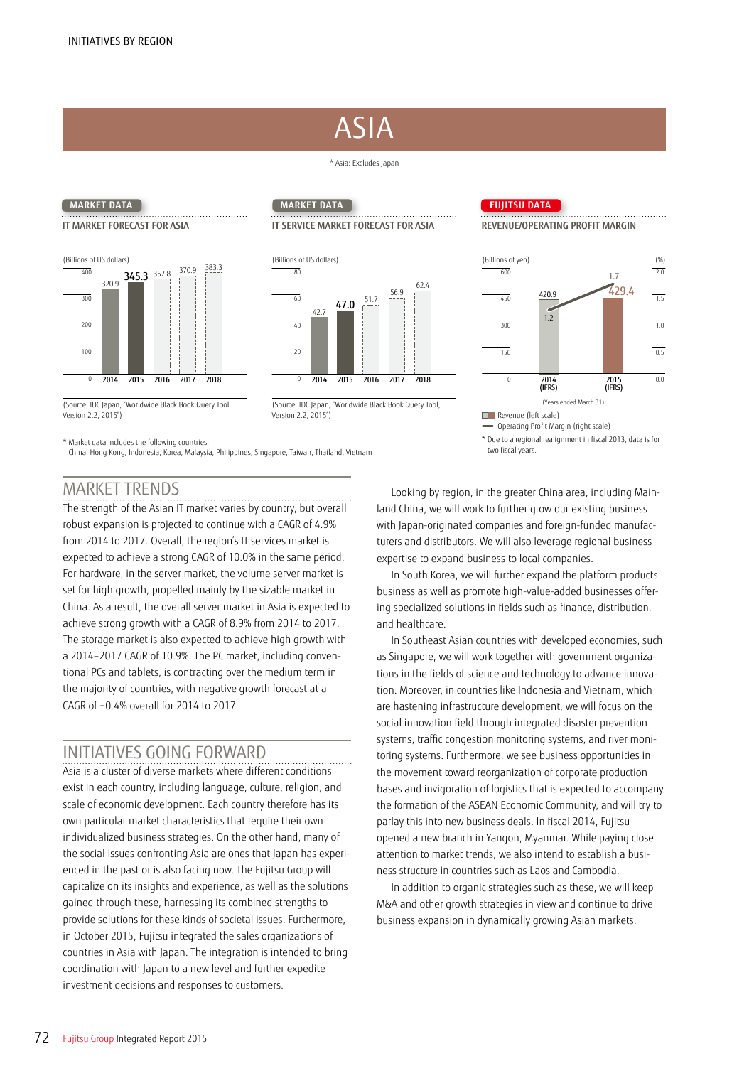INITIATIVES BY REGION

# ASIA

\* Asia: Excludes Japan

MARKET DATA

### IT MARKET FORECAST FOR ASIA

(Billions of US dollars)

| 2014 | 2015 | 2016 | 2017 | 2018 |
|---|---|---|---|---|
| 320.9 | 345.3 | 357.8 | 370.9 | 383.3 |

(Source: IDC Japan, "Worldwide Black Book Query Tool, Version 2.2, 2015")

MARKET DATA

### IT SERVICE MARKET FORECAST FOR ASIA

(Billions of US dollars)

| 2014 | 2015 | 2016 | 2017 | 2018 |
|---|---|---|---|---|
| 42.7 | 47.0 | 51.7 | 56.9 | 62.4 |

(Source: IDC Japan, "Worldwide Black Book Query Tool, Version 2.2, 2015")

\* Market data includes the following countries: China, Hong Kong, Indonesia, Korea, Malaysia, Philippines, Singapore, Taiwan, Thailand, Vietnam

FUJITSU DATA

### REVENUE/OPERATING PROFIT MARGIN

| | 2014 (IFRS) | 2015 (IFRS) |
|---|---|---|
| Revenue (left scale) (Billions of yen) | 420.9 | 429.4 |
| Operating Profit Margin (right scale) (%) | 1.2 | 1.7 |

(Years ended March 31)

\* Due to a regional realignment in fiscal 2013, data is for two fiscal years.

## MARKET TRENDS

The strength of the Asian IT market varies by country, but overall robust expansion is projected to continue with a CAGR of 4.9% from 2014 to 2017. Overall, the region's IT services market is expected to achieve a strong CAGR of 10.0% in the same period. For hardware, in the server market, the volume server market is set for high growth, propelled mainly by the sizable market in China. As a result, the overall server market in Asia is expected to achieve strong growth with a CAGR of 8.9% from 2014 to 2017. The storage market is also expected to achieve high growth with a 2014–2017 CAGR of 10.9%. The PC market, including conventional PCs and tablets, is contracting over the medium term in the majority of countries, with negative growth forecast at a CAGR of −0.4% overall for 2014 to 2017.

## INITIATIVES GOING FORWARD

Asia is a cluster of diverse markets where different conditions exist in each country, including language, culture, religion, and scale of economic development. Each country therefore has its own particular market characteristics that require their own individualized business strategies. On the other hand, many of the social issues confronting Asia are ones that Japan has experienced in the past or is also facing now. The Fujitsu Group will capitalize on its insights and experience, as well as the solutions gained through these, harnessing its combined strengths to provide solutions for these kinds of societal issues. Furthermore, in October 2015, Fujitsu integrated the sales organizations of countries in Asia with Japan. The integration is intended to bring coordination with Japan to a new level and further expedite investment decisions and responses to customers.

Looking by region, in the greater China area, including Mainland China, we will work to further grow our existing business with Japan-originated companies and foreign-funded manufacturers and distributors. We will also leverage regional business expertise to expand business to local companies.

In South Korea, we will further expand the platform products business as well as promote high-value-added businesses offering specialized solutions in fields such as finance, distribution, and healthcare.

In Southeast Asian countries with developed economies, such as Singapore, we will work together with government organizations in the fields of science and technology to advance innovation. Moreover, in countries like Indonesia and Vietnam, which are hastening infrastructure development, we will focus on the social innovation field through integrated disaster prevention systems, traffic congestion monitoring systems, and river monitoring systems. Furthermore, we see business opportunities in the movement toward reorganization of corporate production bases and invigoration of logistics that is expected to accompany the formation of the ASEAN Economic Community, and will try to parlay this into new business deals. In fiscal 2014, Fujitsu opened a new branch in Yangon, Myanmar. While paying close attention to market trends, we also intend to establish a business structure in countries such as Laos and Cambodia.

In addition to organic strategies such as these, we will keep M&A and other growth strategies in view and continue to drive business expansion in dynamically growing Asian markets.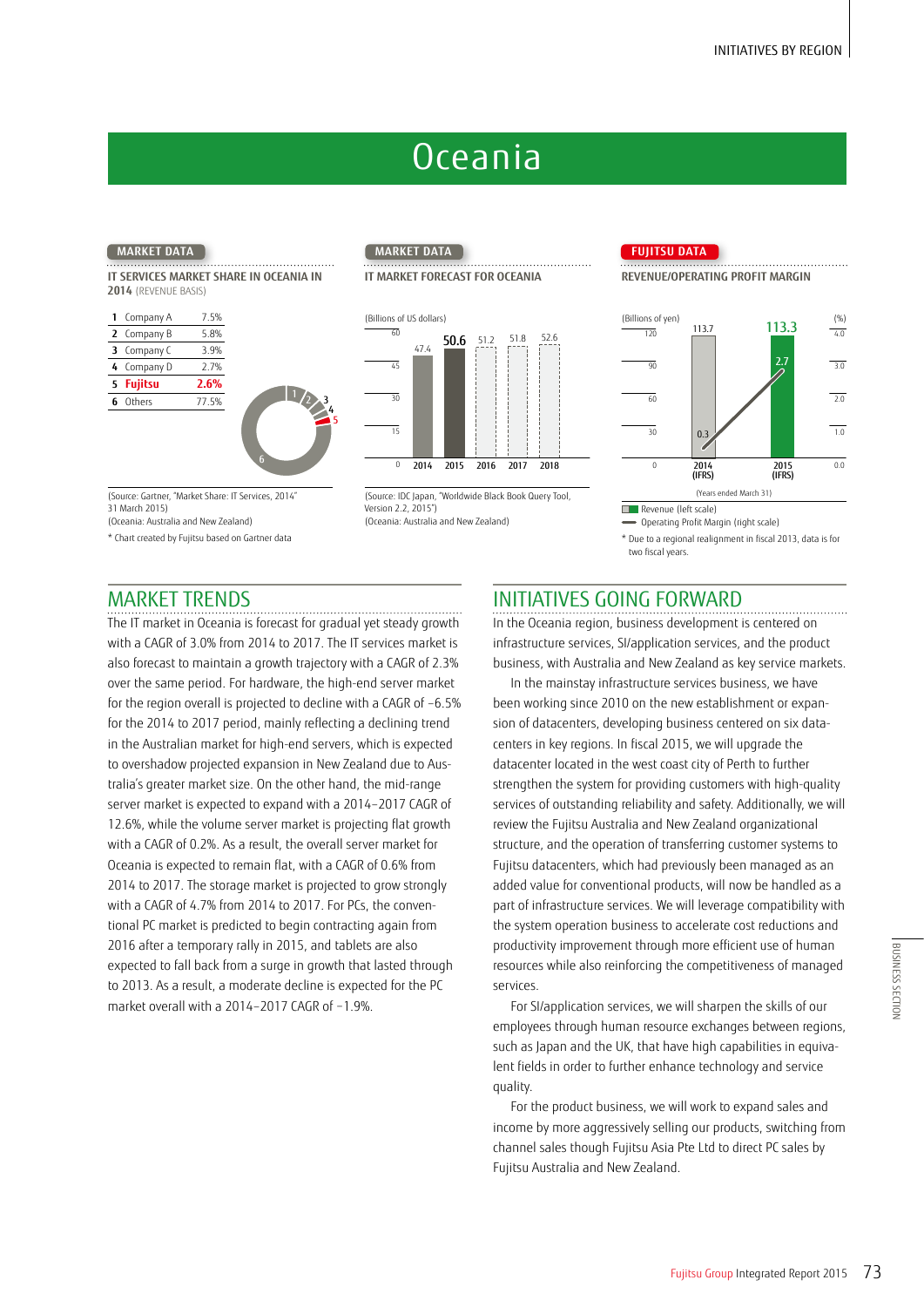# Oceania

MARKET DATA

**IT SERVICES MARKET SHARE IN OCEANIA IN 2014** (REVENUE BASIS)

| | | |
|---|---|---|
| 1 | Company A | 7.5% |
| 2 | Company B | 5.8% |
| 3 | Company C | 3.9% |
| 4 | Company D | 2.7% |
| 5 | **Fujitsu** | **2.6%** |
| 6 | Others | 77.5% |

1
2
3
4
5
6

(Source: Gartner, "Market Share: IT Services, 2014" 31 March 2015)
(Oceania: Australia and New Zealand)
* Chart created by Fujitsu based on Gartner data

MARKET DATA

**IT MARKET FORECAST FOR OCEANIA**

(Billions of US dollars)
60
45
30
15
0
47.4
50.6
51.2
51.8
52.6
2014
2015
2016
2017
2018

(Source: IDC Japan, "Worldwide Black Book Query Tool, Version 2.2, 2015")
(Oceania: Australia and New Zealand)

FUJITSU DATA

**REVENUE/OPERATING PROFIT MARGIN**

(Billions of yen)
(%)
120
90
60
30
0
4.0
3.0
2.0
1.0
0.0
113.7
113.3
2.7
0.3
2014 (IFRS)
2015 (IFRS)
(Years ended March 31)

Revenue (left scale)
Operating Profit Margin (right scale)

* Due to a regional realignment in fiscal 2013, data is for two fiscal years.

## MARKET TRENDS

The IT market in Oceania is forecast for gradual yet steady growth with a CAGR of 3.0% from 2014 to 2017. The IT services market is also forecast to maintain a growth trajectory with a CAGR of 2.3% over the same period. For hardware, the high-end server market for the region overall is projected to decline with a CAGR of –6.5% for the 2014 to 2017 period, mainly reflecting a declining trend in the Australian market for high-end servers, which is expected to overshadow projected expansion in New Zealand due to Australia's greater market size. On the other hand, the mid-range server market is expected to expand with a 2014–2017 CAGR of 12.6%, while the volume server market is projecting flat growth with a CAGR of 0.2%. As a result, the overall server market for Oceania is expected to remain flat, with a CAGR of 0.6% from 2014 to 2017. The storage market is projected to grow strongly with a CAGR of 4.7% from 2014 to 2017. For PCs, the conventional PC market is predicted to begin contracting again from 2016 after a temporary rally in 2015, and tablets are also expected to fall back from a surge in growth that lasted through to 2013. As a result, a moderate decline is expected for the PC market overall with a 2014–2017 CAGR of –1.9%.

## INITIATIVES GOING FORWARD

In the Oceania region, business development is centered on infrastructure services, SI/application services, and the product business, with Australia and New Zealand as key service markets.

In the mainstay infrastructure services business, we have been working since 2010 on the new establishment or expansion of datacenters, developing business centered on six datacenters in key regions. In fiscal 2015, we will upgrade the datacenter located in the west coast city of Perth to further strengthen the system for providing customers with high-quality services of outstanding reliability and safety. Additionally, we will review the Fujitsu Australia and New Zealand organizational structure, and the operation of transferring customer systems to Fujitsu datacenters, which had previously been managed as an added value for conventional products, will now be handled as a part of infrastructure services. We will leverage compatibility with the system operation business to accelerate cost reductions and productivity improvement through more efficient use of human resources while also reinforcing the competitiveness of managed services.

For SI/application services, we will sharpen the skills of our employees through human resource exchanges between regions, such as Japan and the UK, that have high capabilities in equivalent fields in order to further enhance technology and service quality.

For the product business, we will work to expand sales and income by more aggressively selling our products, switching from channel sales though Fujitsu Asia Pte Ltd to direct PC sales by Fujitsu Australia and New Zealand.